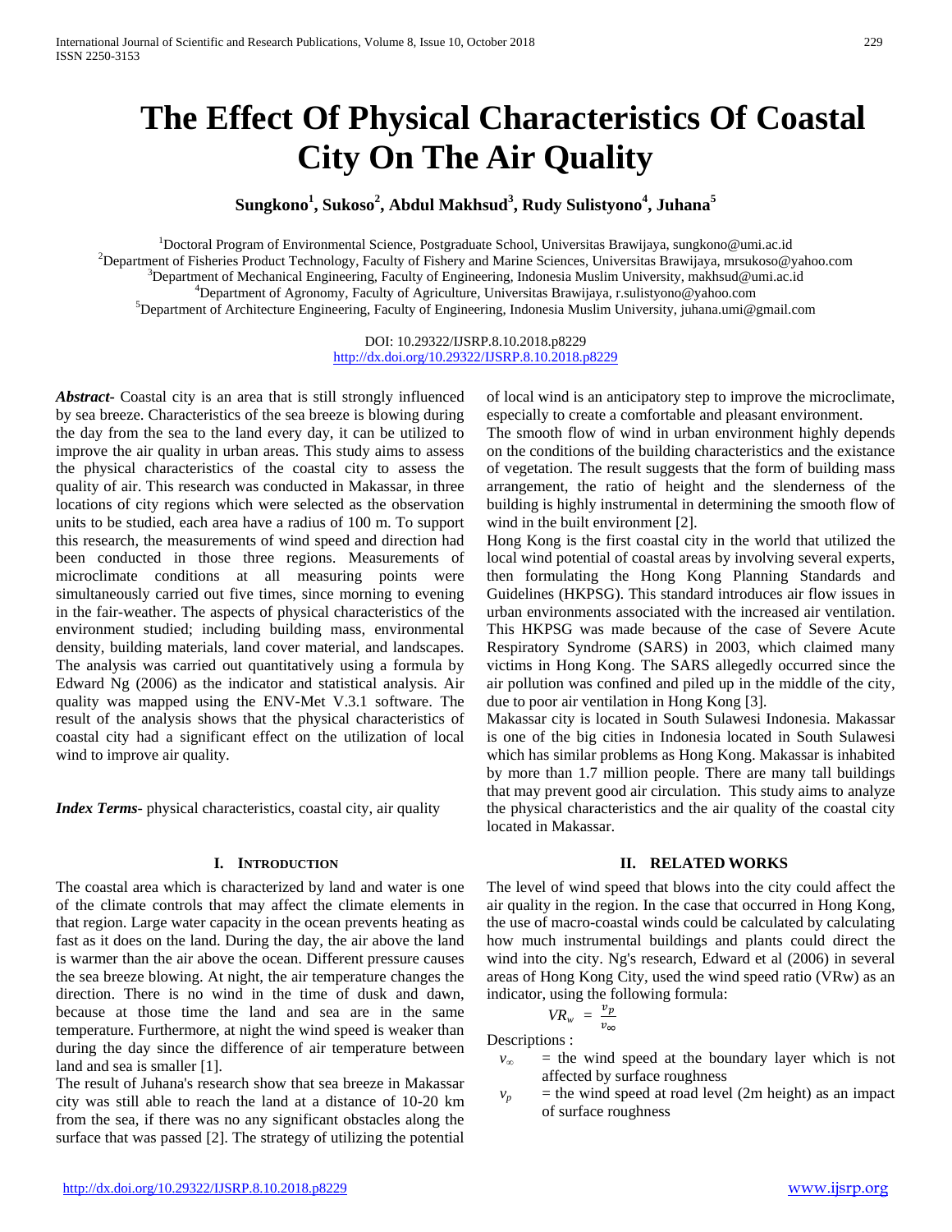# The Effect Of Physical Characteristics Of Coastal City On The Air Quality

**Sungkono[1], Sukoso[2], Abdul Makhsud[3], Rudy Sulistyono[4], Juhana[5]**

[1]Doctoral Program of Environmental Science, Postgraduate School, Universitas Brawijaya, sungkono@umi.ac.id
[2]Department of Fisheries Product Technology, Faculty of Fishery and Marine Sciences, Universitas Brawijaya, mrsukoso@yahoo.com
[3]Department of Mechanical Engineering, Faculty of Engineering, Indonesia Muslim University, makhsud@umi.ac.id
[4]Department of Agronomy, Faculty of Agriculture, Universitas Brawijaya, r.sulistyono@yahoo.com
[5]Department of Architecture Engineering, Faculty of Engineering, Indonesia Muslim University, juhana.umi@gmail.com

DOI: 10.29322/IJSRP.8.10.2018.p8229
http://dx.doi.org/10.29322/IJSRP.8.10.2018.p8229

***Abstract***- Coastal city is an area that is still strongly influenced by sea breeze. Characteristics of the sea breeze is blowing during the day from the sea to the land every day, it can be utilized to improve the air quality in urban areas. This study aims to assess the physical characteristics of the coastal city to assess the quality of air. This research was conducted in Makassar, in three locations of city regions which were selected as the observation units to be studied, each area have a radius of 100 m. To support this research, the measurements of wind speed and direction had been conducted in those three regions. Measurements of microclimate conditions at all measuring points were simultaneously carried out five times, since morning to evening in the fair-weather. The aspects of physical characteristics of the environment studied; including building mass, environmental density, building materials, land cover material, and landscapes. The analysis was carried out quantitatively using a formula by Edward Ng (2006) as the indicator and statistical analysis. Air quality was mapped using the ENV-Met V.3.1 software. The result of the analysis shows that the physical characteristics of coastal city had a significant effect on the utilization of local wind to improve air quality.

***Index Terms***- physical characteristics, coastal city, air quality

## I. Introduction

The coastal area which is characterized by land and water is one of the climate controls that may affect the climate elements in that region. Large water capacity in the ocean prevents heating as fast as it does on the land. During the day, the air above the land is warmer than the air above the ocean. Different pressure causes the sea breeze blowing. At night, the air temperature changes the direction. There is no wind in the time of dusk and dawn, because at those time the land and sea are in the same temperature. Furthermore, at night the wind speed is weaker than during the day since the difference of air temperature between land and sea is smaller [1].

The result of Juhana's research show that sea breeze in Makassar city was still able to reach the land at a distance of 10-20 km from the sea, if there was no any significant obstacles along the surface that was passed [2]. The strategy of utilizing the potential of local wind is an anticipatory step to improve the microclimate, especially to create a comfortable and pleasant environment.

The smooth flow of wind in urban environment highly depends on the conditions of the building characteristics and the existance of vegetation. The result suggests that the form of building mass arrangement, the ratio of height and the slenderness of the building is highly instrumental in determining the smooth flow of wind in the built environment [2].

Hong Kong is the first coastal city in the world that utilized the local wind potential of coastal areas by involving several experts, then formulating the Hong Kong Planning Standards and Guidelines (HKPSG). This standard introduces air flow issues in urban environments associated with the increased air ventilation. This HKPSG was made because of the case of Severe Acute Respiratory Syndrome (SARS) in 2003, which claimed many victims in Hong Kong. The SARS allegedly occurred since the air pollution was confined and piled up in the middle of the city, due to poor air ventilation in Hong Kong [3].

Makassar city is located in South Sulawesi Indonesia. Makassar is one of the big cities in Indonesia located in South Sulawesi which has similar problems as Hong Kong. Makassar is inhabited by more than 1.7 million people. There are many tall buildings that may prevent good air circulation. This study aims to analyze the physical characteristics and the air quality of the coastal city located in Makassar.

## II. Related Works

The level of wind speed that blows into the city could affect the air quality in the region. In the case that occurred in Hong Kong, the use of macro-coastal winds could be calculated by calculating how much instrumental buildings and plants could direct the wind into the city. Ng's research, Edward et al (2006) in several areas of Hong Kong City, used the wind speed ratio (VRw) as an indicator, using the following formula:

$$VR_w = \frac{v_p}{v_\infty}$$

Descriptions :

- $v_\infty$ = the wind speed at the boundary layer which is not affected by surface roughness
- $v_p$ = the wind speed at road level (2m height) as an impact of surface roughness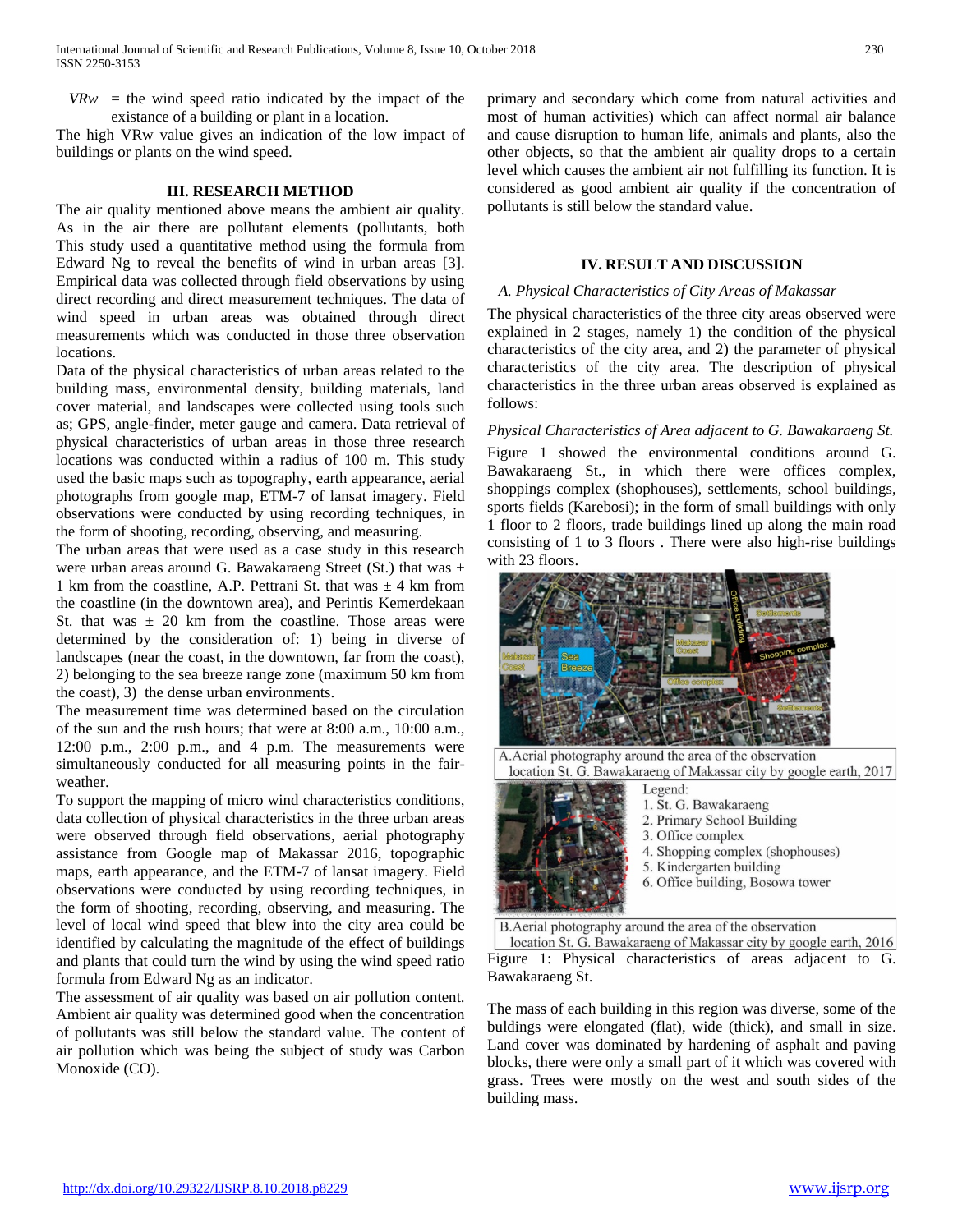$VRw$ = the wind speed ratio indicated by the impact of the existance of a building or plant in a location.

The high VRw value gives an indication of the low impact of buildings or plants on the wind speed.

## III. RESEARCH METHOD

The air quality mentioned above means the ambient air quality. As in the air there are pollutant elements (pollutants, both primary and secondary which come from natural activities and most of human activities) which can affect normal air balance and cause disruption to human life, animals and plants, also the other objects, so that the ambient air quality drops to a certain level which causes the ambient air not fulfilling its function. It is considered as good ambient air quality if the concentration of pollutants is still below the standard value.

This study used a quantitative method using the formula from Edward Ng to reveal the benefits of wind in urban areas [3]. Empirical data was collected through field observations by using direct recording and direct measurement techniques. The data of wind speed in urban areas was obtained through direct measurements which was conducted in those three observation locations.

Data of the physical characteristics of urban areas related to the building mass, environmental density, building materials, land cover material, and landscapes were collected using tools such as; GPS, angle-finder, meter gauge and camera. Data retrieval of physical characteristics of urban areas in those three research locations was conducted within a radius of 100 m. This study used the basic maps such as topography, earth appearance, aerial photographs from google map, ETM-7 of lansat imagery. Field observations were conducted by using recording techniques, in the form of shooting, recording, observing, and measuring.

The urban areas that were used as a case study in this research were urban areas around G. Bawakaraeng Street (St.) that was ± 1 km from the coastline, A.P. Pettrani St. that was ± 4 km from the coastline (in the downtown area), and Perintis Kemerdekaan St. that was ± 20 km from the coastline. Those areas were determined by the consideration of: 1) being in diverse of landscapes (near the coast, in the downtown, far from the coast), 2) belonging to the sea breeze range zone (maximum 50 km from the coast), 3) the dense urban environments.

The measurement time was determined based on the circulation of the sun and the rush hours; that were at 8:00 a.m., 10:00 a.m., 12:00 p.m., 2:00 p.m., and 4 p.m. The measurements were simultaneously conducted for all measuring points in the fair-weather.

To support the mapping of micro wind characteristics conditions, data collection of physical characteristics in the three urban areas were observed through field observations, aerial photography assistance from Google Map of Makassar 2016, topographic maps, earth appearance, and the ETM-7 of lansat imagery. Field observations were conducted by using recording techniques, in the form of shooting, recording, observing, and measuring. The level of local wind speed that blew into the city area could be identified by calculating the magnitude of the effect of buildings and plants that could turn the wind by using the wind speed ratio formula from Edward Ng as an indicator.

The assessment of air quality was based on air pollution content. Ambient air quality was determined good when the concentration of pollutants was still below the standard value. The content of air pollution which was being the subject of study was Carbon Monoxide (CO).

## IV. RESULT AND DISCUSSION

### *A. Physical Characteristics of City Areas of Makassar*

The physical characteristics of the three city areas observed were explained in 2 stages, namely 1) the condition of the physical characteristics of the city area, and 2) the parameter of physical characteristics of the city area. The description of physical characteristics in the three urban areas observed is explained as follows:

*Physical Characteristics of Area adjacent to G. Bawakaraeng St.*

Figure 1 showed the environmental conditions around G. Bawakaraeng St., in which there were offices complex, shoppings complex (shophouses), settlements, school buildings, sports fields (Karebosi); in the form of small buildings with only 1 floor to 2 floors, trade buildings lined up along the main road consisting of 1 to 3 floors . There were also high-rise buildings with 23 floors.

A. Aerial photography around the area of the observation location St. G. Bawakaraeng of Makassar city by google earth, 2017

Legend:
1. St. G. Bawakaraeng
2. Primary School Building
3. Office complex
4. Shopping complex (shophouses)
5. Kindergarten building
6. Office building, Bosowa tower

B. Aerial photography around the area of the observation location St. G. Bawakaraeng of Makassar city by google earth, 2016

Figure 1: Physical characteristics of areas adjacent to G. Bawakaraeng St.

The mass of each building in this region was diverse, some of the buldings were elongated (flat), wide (thick), and small in size. Land cover was dominated by hardening of asphalt and paving blocks, there were only a small part of it which was covered with grass. Trees were mostly on the west and south sides of the building mass.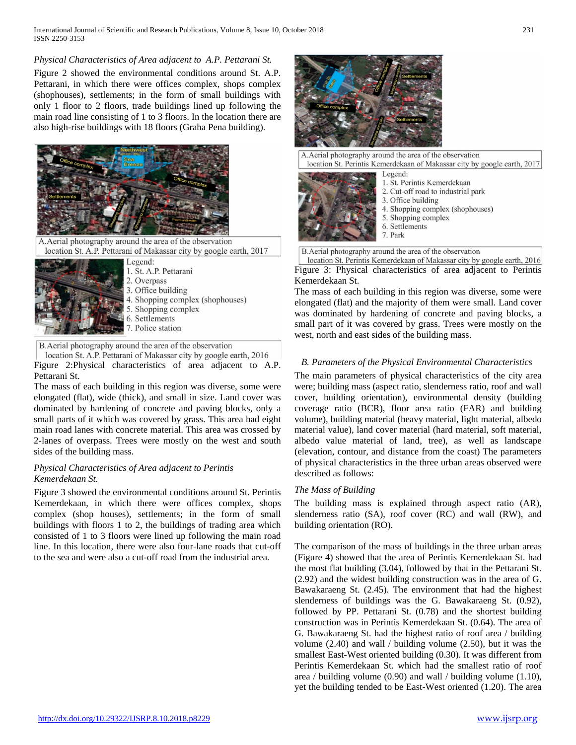*Physical Characteristics of Area adjacent to A.P. Pettarani St.*

Figure 2 showed the environmental conditions around St. A.P. Pettarani, in which there were offices complex, shops complex (shophouses), settlements; in the form of small buildings with only 1 floor to 2 floors, trade buildings lined up following the main road line consisting of 1 to 3 floors. In the location there are also high-rise buildings with 18 floors (Graha Pena building).

A.Aerial photography around the area of the observation location St. A.P. Pettarani of Makassar city by google earth, 2017

Legend:
1. St. A.P. Pettarani
2. Overpass
3. Office building
4. Shopping complex (shophouses)
5. Shopping complex
6. Settlements
7. Police station

B.Aerial photography around the area of the observation location St. A.P. Pettarani of Makassar city by google earth, 2016

Figure 2:Physical characteristics of area adjacent to A.P. Pettarani St.

The mass of each building in this region was diverse, some were elongated (flat), wide (thick), and small in size. Land cover was dominated by hardening of concrete and paving blocks, only a small parts of it which was covered by grass. This area had eight main road lanes with concrete material. This area was crossed by 2-lanes of overpass. Trees were mostly on the west and south sides of the building mass.

*Physical Characteristics of Area adjacent to Perintis Kemerdekaan St.*

Figure 3 showed the environmental conditions around St. Perintis Kemerdekaan, in which there were offices complex, shops complex (shop houses), settlements; in the form of small buildings with floors 1 to 2, the buildings of trading area which consisted of 1 to 3 floors were lined up following the main road line. In this location, there were also four-lane roads that cut-off to the sea and were also a cut-off road from the industrial area.

A.Aerial photography around the area of the observation location St. Perintis Kemerdekaan of Makassar city by google earth, 2017

Legend:
1. St. Perintis Kemerdekaan
2. Cut-off road to industrial park
3. Office building
4. Shopping complex (shophouses)
5. Shopping complex
6. Settlements
7. Park

B.Aerial photography around the area of the observation location St. Perintis Kemerdekaan of Makassar city by google earth, 2016

Figure 3: Physical characteristics of area adjacent to Perintis Kemerdekaan St.

The mass of each building in this region was diverse, some were elongated (flat) and the majority of them were small. Land cover was dominated by hardening of concrete and paving blocks, a small part of it was covered by grass. Trees were mostly on the west, north and east sides of the building mass.

## *B. Parameters of the Physical Environmental Characteristics*

The main parameters of physical characteristics of the city area were; building mass (aspect ratio, slenderness ratio, roof and wall cover, building orientation), environmental density (building coverage ratio (BCR), floor area ratio (FAR) and building volume), building material (heavy material, light material, albedo material value), land cover material (hard material, soft material, albedo value material of land, tree), as well as landscape (elevation, contour, and distance from the coast) The parameters of physical characteristics in the three urban areas observed were described as follows:

*The Mass of Building*

The building mass is explained through aspect ratio (AR), slenderness ratio (SA), roof cover (RC) and wall (RW), and building orientation (RO).

The comparison of the mass of buildings in the three urban areas (Figure 4) showed that the area of Perintis Kemerdekaan St. had the most flat building (3.04), followed by that in the Pettarani St. (2.92) and the widest building construction was in the area of G. Bawakaraeng St. (2.45). The environment that had the highest slenderness of buildings was the G. Bawakaraeng St. (0.92), followed by PP. Pettarani St. (0.78) and the shortest building construction was in Perintis Kemerdekaan St. (0.64). The area of G. Bawakaraeng St. had the highest ratio of roof area / building volume (2.40) and wall / building volume (2.50), but it was the smallest East-West oriented building (0.30). It was different from Perintis Kemerdekaan St. which had the smallest ratio of roof area / building volume (0.90) and wall / building volume (1.10), yet the building tended to be East-West oriented (1.20). The area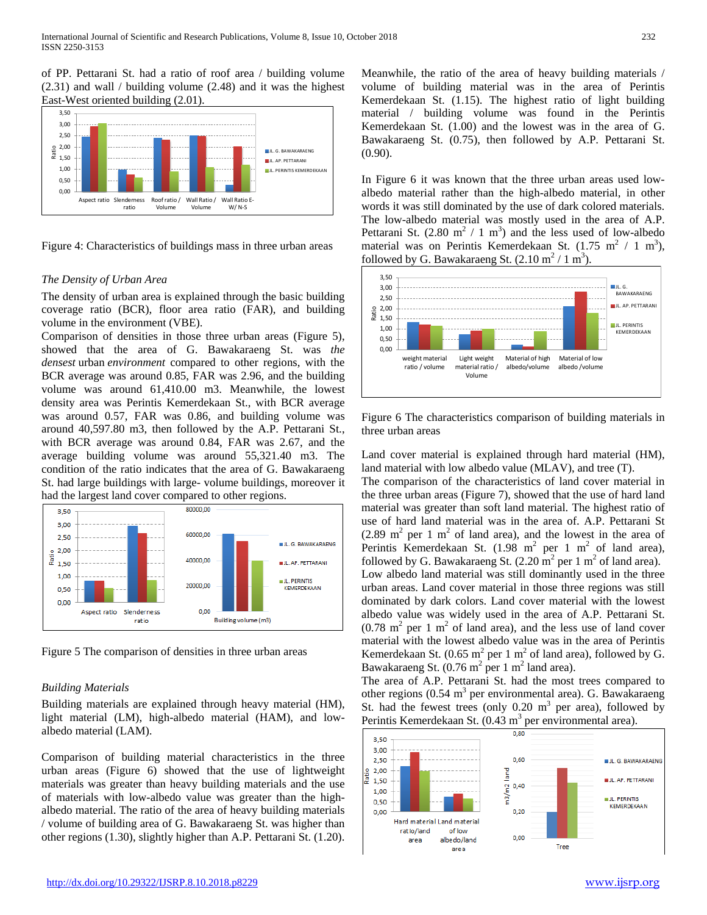of PP. Pettarani St. had a ratio of roof area / building volume (2.31) and wall / building volume (2.48) and it was the highest East-West oriented building (2.01).

Figure 4: Characteristics of buildings mass in three urban areas

*The Density of Urban Area*

The density of urban area is explained through the basic building coverage ratio (BCR), floor area ratio (FAR), and building volume in the environment (VBE).

Comparison of densities in those three urban areas (Figure 5), showed that the area of G. Bawakaraeng St. was *the densest* urban *environment* compared to other regions, with the BCR average was around 0.85, FAR was 2.96, and the building volume was around 61,410.00 m3. Meanwhile, the lowest density area was Perintis Kemerdekaan St., with BCR average was around 0.57, FAR was 0.86, and building volume was around 40,597.80 m3, then followed by the A.P. Pettarani St., with BCR average was around 0.84, FAR was 2.67, and the average building volume was around 55,321.40 m3. The condition of the ratio indicates that the area of G. Bawakaraeng St. had large buildings with large- volume buildings, moreover it had the largest land cover compared to other regions.

Figure 5 The comparison of densities in three urban areas

*Building Materials*

Building materials are explained through heavy material (HM), light material (LM), high-albedo material (HAM), and low-albedo material (LAM).

Comparison of building material characteristics in the three urban areas (Figure 6) showed that the use of lightweight materials was greater than heavy building materials and the use of materials with low-albedo value was greater than the high-albedo material. The ratio of the area of heavy building materials / volume of building area of G. Bawakaraeng St. was higher than other regions (1.30), slightly higher than A.P. Pettarani St. (1.20).

Meanwhile, the ratio of the area of heavy building materials / volume of building material was in the area of Perintis Kemerdekaan St. (1.15). The highest ratio of light building material / building volume was found in the Perintis Kemerdekaan St. (1.00) and the lowest was in the area of G. Bawakaraeng St. (0.75), then followed by A.P. Pettarani St. (0.90).

In Figure 6 it was known that the three urban areas used low-albedo material rather than the high-albedo material, in other words it was still dominated by the use of dark colored materials. The low-albedo material was mostly used in the area of A.P. Pettarani St. (2.80 $m^2$ / 1 $m^3$) and the less used of low-albedo material was on Perintis Kemerdekaan St. (1.75 $m^2$ / 1 $m^3$), followed by G. Bawakaraeng St. (2.10 $m^2$ / 1 $m^3$).

Figure 6 The characteristics comparison of building materials in three urban areas

Land cover material is explained through hard material (HM), land material with low albedo value (MLAV), and tree (T).

The comparison of the characteristics of land cover material in the three urban areas (Figure 7), showed that the use of hard land material was greater than soft land material. The highest ratio of use of hard land material was in the area of. A.P. Pettarani St (2.89 $m^2$ per 1 $m^2$ of land area), and the lowest in the area of Perintis Kemerdekaan St. (1.98 $m^2$ per 1 $m^2$ of land area), followed by G. Bawakaraeng St. (2.20 $m^2$ per 1 $m^2$ of land area).

Low albedo land material was still dominantly used in the three urban areas. Land cover material in those three regions was still dominated by dark colors. Land cover material with the lowest albedo value was widely used in the area of A.P. Pettarani St. (0.78 $m^2$ per 1 $m^2$ of land area), and the less use of land cover material with the lowest albedo value was in the area of Perintis Kemerdekaan St. (0.65 $m^2$ per 1 $m^2$ of land area), followed by G. Bawakaraeng St. (0.76 $m^2$ per 1 $m^2$ land area).

The area of A.P. Pettarani St. had the most trees compared to other regions (0.54 $m^3$ per environmental area). G. Bawakaraeng St. had the fewest trees (only 0.20 $m^3$ per area), followed by Perintis Kemerdekaan St. (0.43 $m^3$ per environmental area).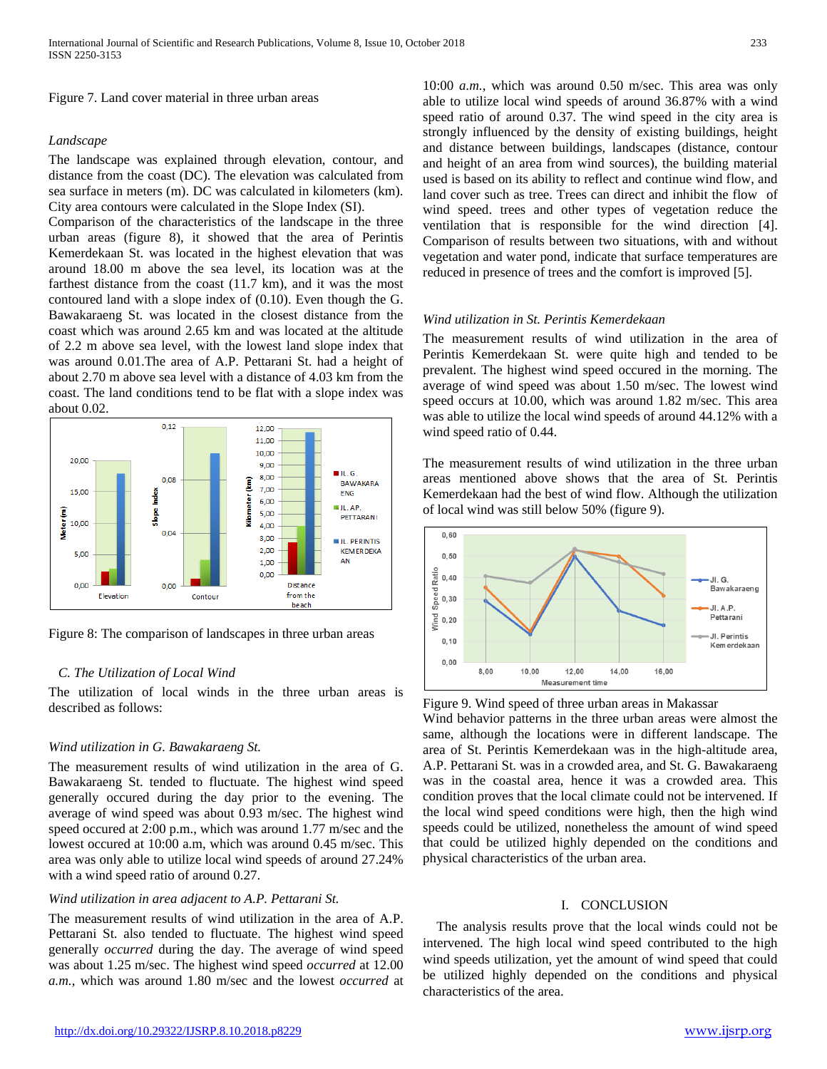Figure 7. Land cover material in three urban areas

*Landscape*

The landscape was explained through elevation, contour, and distance from the coast (DC). The elevation was calculated from sea surface in meters (m). DC was calculated in kilometers (km). City area contours were calculated in the Slope Index (SI).

Comparison of the characteristics of the landscape in the three urban areas (figure 8), it showed that the area of Perintis Kemerdekaan St. was located in the highest elevation that was around 18.00 m above the sea level, its location was at the farthest distance from the coast (11.7 km), and it was the most contoured land with a slope index of (0.10). Even though the G. Bawakaraeng St. was located in the closest distance from the coast which was around 2.65 km and was located at the altitude of 2.2 m above sea level, with the lowest land slope index that was around 0.01.The area of A.P. Pettarani St. had a height of about 2.70 m above sea level with a distance of 4.03 km from the coast. The land conditions tend to be flat with a slope index was about 0.02.

Figure 8: The comparison of landscapes in three urban areas

## C. The Utilization of Local Wind

The utilization of local winds in the three urban areas is described as follows:

*Wind utilization in G. Bawakaraeng St.*

The measurement results of wind utilization in the area of G. Bawakaraeng St. tended to fluctuate. The highest wind speed generally occured during the day prior to the evening. The average of wind speed was about 0.93 m/sec. The highest wind speed occured at 2:00 p.m., which was around 1.77 m/sec and the lowest occured at 10:00 a.m, which was around 0.45 m/sec. This area was only able to utilize local wind speeds of around 27.24% with a wind speed ratio of around 0.27.

*Wind utilization in area adjacent to A.P. Pettarani St.*

The measurement results of wind utilization in the area of A.P. Pettarani St. also tended to fluctuate. The highest wind speed generally *occurred* during the day. The average of wind speed was about 1.25 m/sec. The highest wind speed *occurred* at 12.00 *a.m.*, which was around 1.80 m/sec and the lowest *occurred* at 10:00 *a.m.*, which was around 0.50 m/sec. This area was only able to utilize local wind speeds of around 36.87% with a wind speed ratio of around 0.37. The wind speed in the city area is strongly influenced by the density of existing buildings, height and distance between buildings, landscapes (distance, contour and height of an area from wind sources), the building material used is based on its ability to reflect and continue wind flow, and land cover such as tree. Trees can direct and inhibit the flow of wind speed. trees and other types of vegetation reduce the ventilation that is responsible for the wind direction [4]. Comparison of results between two situations, with and without vegetation and water pond, indicate that surface temperatures are reduced in presence of trees and the comfort is improved [5].

*Wind utilization in St. Perintis Kemerdekaan*

The measurement results of wind utilization in the area of Perintis Kemerdekaan St. were quite high and tended to be prevalent. The highest wind speed occured in the morning. The average of wind speed was about 1.50 m/sec. The lowest wind speed occurs at 10.00, which was around 1.82 m/sec. This area was able to utilize the local wind speeds of around 44.12% with a wind speed ratio of 0.44.

The measurement results of wind utilization in the three urban areas mentioned above shows that the area of St. Perintis Kemerdekaan had the best of wind flow. Although the utilization of local wind was still below 50% (figure 9).

Figure 9. Wind speed of three urban areas in Makassar

Wind behavior patterns in the three urban areas were almost the same, although the locations were in different landscape. The area of St. Perintis Kemerdekaan was in the high-altitude area, A.P. Pettarani St. was in a crowded area, and St. G. Bawakaraeng was in the coastal area, hence it was a crowded area. This condition proves that the local climate could not be intervened. If the local wind speed conditions were high, then the high wind speeds could be utilized, nonetheless the amount of wind speed that could be utilized highly depended on the conditions and physical characteristics of the urban area.

# I. CONCLUSION

The analysis results prove that the local winds could not be intervened. The high local wind speed contributed to the high wind speeds utilization, yet the amount of wind speed that could be utilized highly depended on the conditions and physical characteristics of the area.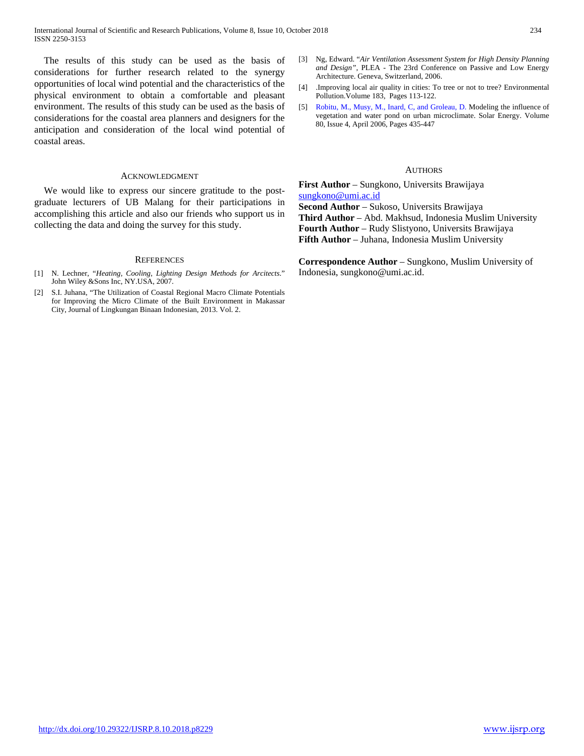The results of this study can be used as the basis of considerations for further research related to the synergy opportunities of local wind potential and the characteristics of the physical environment to obtain a comfortable and pleasant environment. The results of this study can be used as the basis of considerations for the coastal area planners and designers for the anticipation and consideration of the local wind potential of coastal areas.

## ACKNOWLEDGMENT

We would like to express our sincere gratitude to the post-graduate lecturers of UB Malang for their participations in accomplishing this article and also our friends who support us in collecting the data and doing the survey for this study.

## REFERENCES

[1] N. Lechner, "*Heating, Cooling, Lighting Design Methods for Arcitects.*" John Wiley &Sons Inc, NY.USA, 2007.

[2] S.I. Juhana, "The Utilization of Coastal Regional Macro Climate Potentials for Improving the Micro Climate of the Built Environment in Makassar City, Journal of Lingkungan Binaan Indonesian, 2013. Vol. 2.

[3] Ng, Edward. "*Air Ventilation Assessment System for High Density Planning and Design"*, PLEA - The 23rd Conference on Passive and Low Energy Architecture. Geneva, Switzerland, 2006.

[4] .Improving local air quality in cities: To tree or not to tree? Environmental Pollution.Volume 183, Pages 113-122.

[5] Robitu, M., Musy, M., Inard, C, and Groleau, D. Modeling the influence of vegetation and water pond on urban microclimate. Solar Energy. Volume 80, Issue 4, April 2006, Pages 435-447

## AUTHORS

**First Author** – Sungkono, Universits Brawijaya sungkono@umi.ac.id

**Second Author** – Sukoso, Universits Brawijaya

**Third Author** – Abd. Makhsud, Indonesia Muslim University

**Fourth Author** – Rudy Slistyono, Universits Brawijaya

**Fifth Author** – Juhana, Indonesia Muslim University

**Correspondence Author** – Sungkono, Muslim University of Indonesia, sungkono@umi.ac.id.